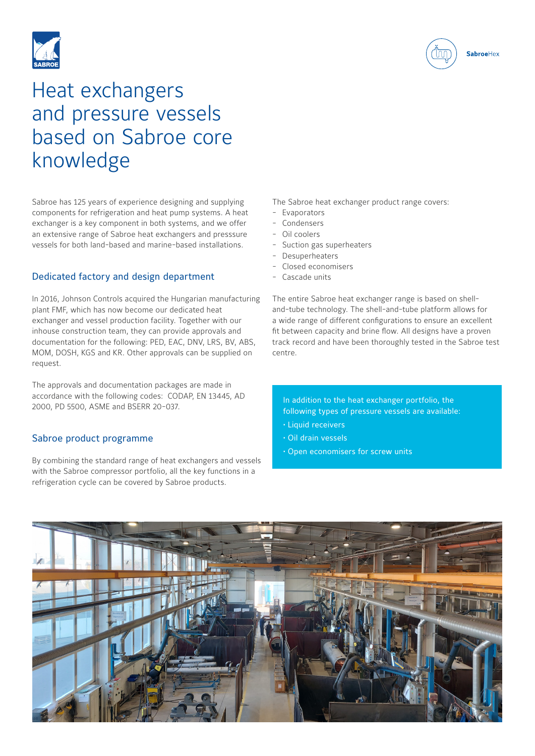# Heat exchangers and pressure vessels based on Sabroe core knowledge

Sabroe has 125 years of experience designing and supplying components for refrigeration and heat pump systems. A heat exchanger is a key component in both systems, and we offer an extensive range of Sabroe heat exchangers and presssure vessels for both land-based and marine-based installations.

## Dedicated factory and design department

In 2016, Johnson Controls acquired the Hungarian manufacturing plant FMF, which has now become our dedicated heat exchanger and vessel production facility. Together with our inhouse construction team, they can provide approvals and documentation for the following: PED, EAC, DNV, LRS, BV, ABS, MOM, DOSH, KGS and KR. Other approvals can be supplied on request.

The approvals and documentation packages are made in accordance with the following codes: CODAP, EN 13445, AD 2000, PD 5500, ASME and BSERR 20-037.

## Sabroe product programme

By combining the standard range of heat exchangers and vessels with the Sabroe compressor portfolio, all the key functions in a refrigeration cycle can be covered by Sabroe products.

The Sabroe heat exchanger product range covers:

- Evaporators
- Condensers
- Oil coolers
- Suction gas superheaters
- Desuperheaters
- Closed economisers
- Cascade units

The entire Sabroe heat exchanger range is based on shell-and-tube technology. The shell-and-tube platform allows for a wide range of different configurations to ensure an excellent fit between capacity and brine flow. All designs have a proven track record and have been thoroughly tested in the Sabroe test centre.

In addition to the heat exchanger portfolio, the following types of pressure vessels are available:

- Liquid receivers
- Oil drain vessels
- Open economisers for screw units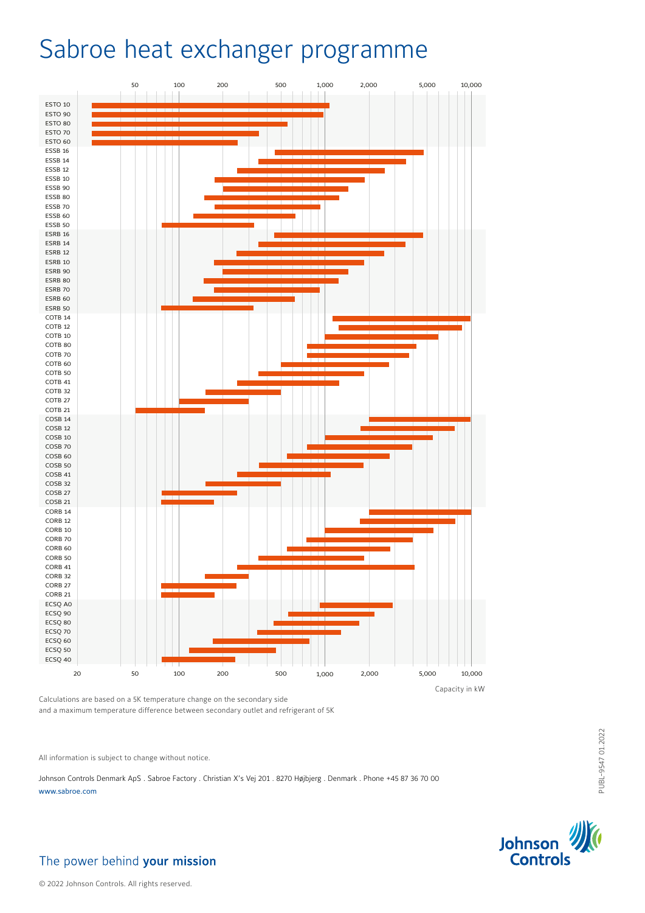# Sabroe heat exchanger programme

50 100 200 500 1,000 2,000 5,000 10,000

ESTO 10
ESTO 90
ESTO 80
ESTO 70
ESTO 60
ESSB 16
ESSB 14
ESSB 12
ESSB 10
ESSB 90
ESSB 80
ESSB 70
ESSB 60
ESSB 50
ESRB 16
ESRB 14
ESRB 12
ESRB 10
ESRB 90
ESRB 80
ESRB 70
ESRB 60
ESRB 50
COTB 14
COTB 12
COTB 10
COTB 80
COTB 70
COTB 60
COTB 50
COTB 41
COTB 32
COTB 27
COTB 21
COSB 14
COSB 12
COSB 10
COSB 70
COSB 60
COSB 50
COSB 41
COSB 32
COSB 27
COSB 21
CORB 14
CORB 12
CORB 10
CORB 70
CORB 60
CORB 50
CORB 41
CORB 32
CORB 27
CORB 21
ECSQ A0
ECSQ 90
ECSQ 80
ECSQ 70
ECSQ 60
ECSQ 50
ECSQ 40

20 50 100 200 500 1,000 2,000 5,000 10,000

Capacity in kW

Calculations are based on a 5K temperature change on the secondary side
and a maximum temperature difference between secondary outlet and refrigerant of 5K

All information is subject to change without notice.

Johnson Controls Denmark ApS . Sabroe Factory . Christian X's Vej 201 . 8270 Højbjerg . Denmark . Phone +45 87 36 70 00
www.sabroe.com

PUBL-9547 01.2022

Johnson Controls

The power behind **your mission**

© 2022 Johnson Controls. All rights reserved.